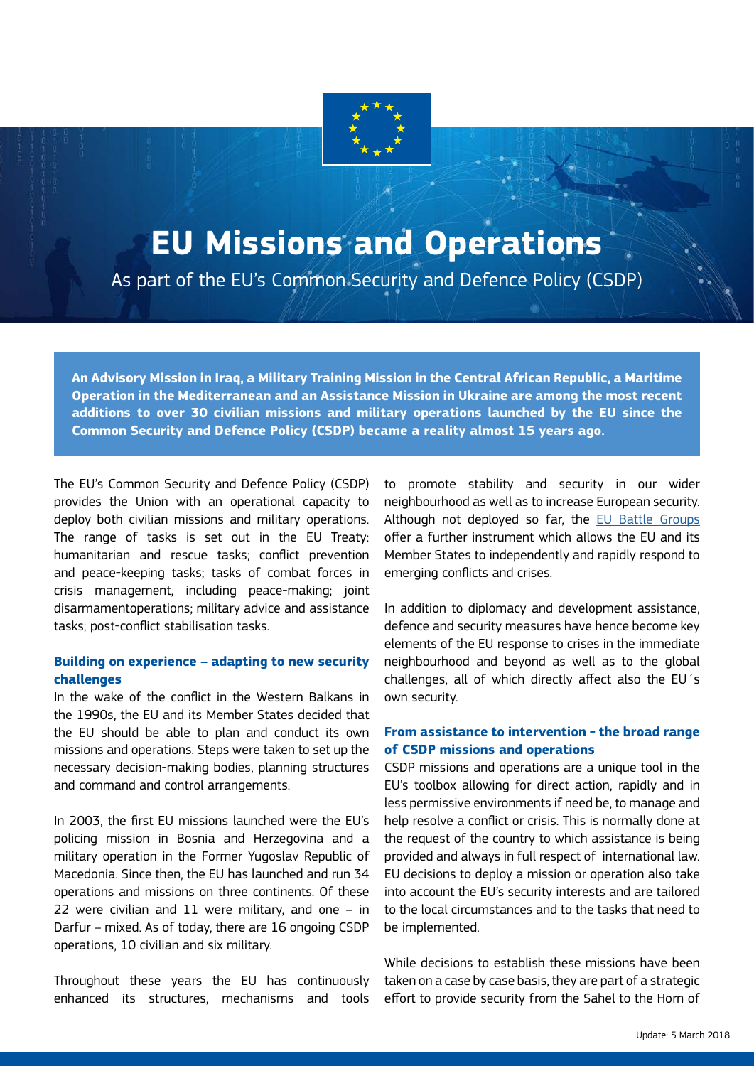# EU Missions and Operations

As part of the EU's Common Security and Defence Policy (CSDP)

**An Advisory Mission in Iraq, a Military Training Mission in the Central African Republic, a Maritime Operation in the Mediterranean and an Assistance Mission in Ukraine are among the most recent additions to over 30 civilian missions and military operations launched by the EU since the Common Security and Defence Policy (CSDP) became a reality almost 15 years ago.**

The EU's Common Security and Defence Policy (CSDP) provides the Union with an operational capacity to deploy both civilian missions and military operations. The range of tasks is set out in the EU Treaty: humanitarian and rescue tasks; conflict prevention and peace-keeping tasks; tasks of combat forces in crisis management, including peace-making; joint disarmamentoperations; military advice and assistance tasks; post-conflict stabilisation tasks.

### Building on experience – adapting to new security challenges

In the wake of the conflict in the Western Balkans in the 1990s, the EU and its Member States decided that the EU should be able to plan and conduct its own missions and operations. Steps were taken to set up the necessary decision-making bodies, planning structures and command and control arrangements.

In 2003, the first EU missions launched were the EU's policing mission in Bosnia and Herzegovina and a military operation in the Former Yugoslav Republic of Macedonia. Since then, the EU has launched and run 34 operations and missions on three continents. Of these 22 were civilian and 11 were military, and one – in Darfur – mixed. As of today, there are 16 ongoing CSDP operations, 10 civilian and six military.

Throughout these years the EU has continuously enhanced its structures, mechanisms and tools to promote stability and security in our wider neighbourhood as well as to increase European security. Although not deployed so far, the EU Battle Groups offer a further instrument which allows the EU and its Member States to independently and rapidly respond to emerging conflicts and crises.

In addition to diplomacy and development assistance, defence and security measures have hence become key elements of the EU response to crises in the immediate neighbourhood and beyond as well as to the global challenges, all of which directly affect also the EU´s own security.

### From assistance to intervention - the broad range of CSDP missions and operations

CSDP missions and operations are a unique tool in the EU's toolbox allowing for direct action, rapidly and in less permissive environments if need be, to manage and help resolve a conflict or crisis. This is normally done at the request of the country to which assistance is being provided and always in full respect of international law. EU decisions to deploy a mission or operation also take into account the EU's security interests and are tailored to the local circumstances and to the tasks that need to be implemented.

While decisions to establish these missions have been taken on a case by case basis, they are part of a strategic effort to provide security from the Sahel to the Horn of

Update: 5 March 2018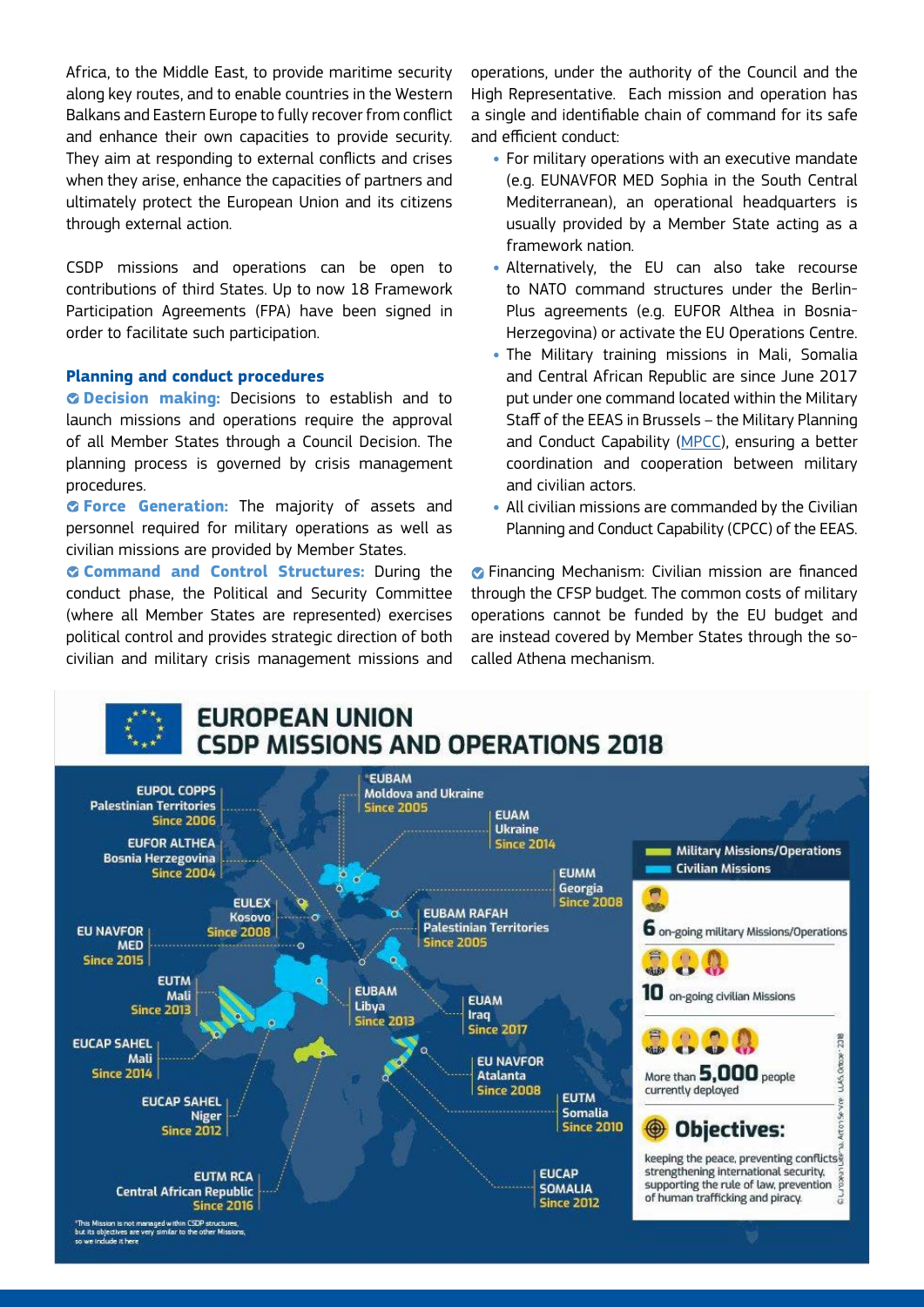Africa, to the Middle East, to provide maritime security along key routes, and to enable countries in the Western Balkans and Eastern Europe to fully recover from conflict and enhance their own capacities to provide security. They aim at responding to external conflicts and crises when they arise, enhance the capacities of partners and ultimately protect the European Union and its citizens through external action.

CSDP missions and operations can be open to contributions of third States. Up to now 18 Framework Participation Agreements (FPA) have been signed in order to facilitate such participation.

### Planning and conduct procedures

**Decision making:** Decisions to establish and to launch missions and operations require the approval of all Member States through a Council Decision. The planning process is governed by crisis management procedures.

**Force Generation:** The majority of assets and personnel required for military operations as well as civilian missions are provided by Member States.

**Command and Control Structures:** During the conduct phase, the Political and Security Committee (where all Member States are represented) exercises political control and provides strategic direction of both civilian and military crisis management missions and operations, under the authority of the Council and the High Representative. Each mission and operation has a single and identifiable chain of command for its safe and efficient conduct:

- For military operations with an executive mandate (e.g. EUNAVFOR MED Sophia in the South Central Mediterranean), an operational headquarters is usually provided by a Member State acting as a framework nation.
- Alternatively, the EU can also take recourse to NATO command structures under the Berlin-Plus agreements (e.g. EUFOR Althea in Bosnia-Herzegovina) or activate the EU Operations Centre.
- The Military training missions in Mali, Somalia and Central African Republic are since June 2017 put under one command located within the Military Staff of the EEAS in Brussels – the Military Planning and Conduct Capability (MPCC), ensuring a better coordination and cooperation between military and civilian actors.
- All civilian missions are commanded by the Civilian Planning and Conduct Capability (CPCC) of the EEAS.

Financing Mechanism: Civilian mission are financed through the CFSP budget. The common costs of military operations cannot be funded by the EU budget and are instead covered by Member States through the so-called Athena mechanism.

## EUROPEAN UNION CSDP MISSIONS AND OPERATIONS 2018

EUPOL COPPS Palestinian Territories Since 2006

EUFOR ALTHEA Bosnia Herzegovina Since 2004

EULEX Kosovo Since 2008

EU NAVFOR MED Since 2015

EUTM Mali Since 2013

EUCAP SAHEL Mali Since 2014

EUCAP SAHEL Niger Since 2012

EUTM RCA Central African Republic Since 2016

*EUBAM Moldova and Ukraine Since 2005

EUAM Ukraine Since 2014

EUMM Georgia Since 2008

EUBAM RAFAH Palestinian Territories Since 2005

EUBAM Libya Since 2013

EUAM Iraq Since 2017

EU NAVFOR Atalanta Since 2008

EUTM Somalia Since 2010

EUCAP SOMALIA Since 2012

Military Missions/Operations

Civilian Missions

6 on-going military Missions/Operations

10 on-going civilian Missions

More than 5,000 people currently deployed

**Objectives:**

keeping the peace, preventing conflicts, strengthening international security, supporting the rule of law, prevention of human trafficking and piracy.

*This Mission is not managed within CSDP structures, but its objectives are very similar to the other Missions, so we include it here